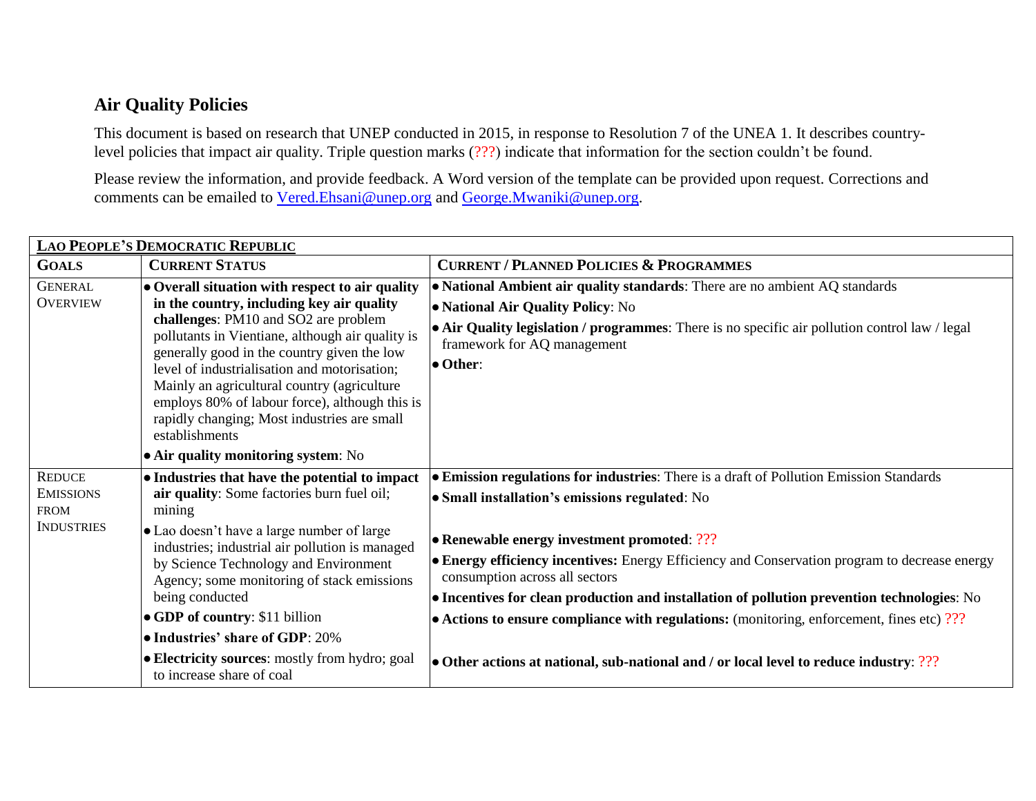## Air Quality Policies

This document is based on research that UNEP conducted in 2015, in response to Resolution 7 of the UNEA 1. It describes country-level policies that impact air quality. Triple question marks (???) indicate that information for the section couldn't be found.

Please review the information, and provide feedback. A Word version of the template can be provided upon request. Corrections and comments can be emailed to Vered.Ehsani@unep.org and George.Mwaniki@unep.org.

| **LAO PEOPLE'S DEMOCRATIC REPUBLIC** | | |
|---|---|---|
| **GOALS** | **CURRENT STATUS** | **CURRENT / PLANNED POLICIES & PROGRAMMES** |
| GENERAL OVERVIEW | • **Overall situation with respect to air quality in the country, including key air quality challenges**: PM10 and SO2 are problem pollutants in Vientiane, although air quality is generally good in the country given the low level of industrialisation and motorisation; Mainly an agricultural country (agriculture employs 80% of labour force), although this is rapidly changing; Most industries are small establishments<br>• **Air quality monitoring system**: No | • **National Ambient air quality standards**: There are no ambient AQ standards<br>• **National Air Quality Policy**: No<br>• **Air Quality legislation / programmes**: There is no specific air pollution control law / legal framework for AQ management<br>• **Other**: |
| REDUCE EMISSIONS FROM INDUSTRIES | • **Industries that have the potential to impact air quality**: Some factories burn fuel oil; mining<br>• Lao doesn't have a large number of large industries; industrial air pollution is managed by Science Technology and Environment Agency; some monitoring of stack emissions being conducted<br>• **GDP of country**: $11 billion<br>• **Industries' share of GDP**: 20%<br>• **Electricity sources**: mostly from hydro; goal to increase share of coal | • **Emission regulations for industries**: There is a draft of Pollution Emission Standards<br>• **Small installation's emissions regulated**: No<br>• **Renewable energy investment promoted**: ???<br>• **Energy efficiency incentives:** Energy Efficiency and Conservation program to decrease energy consumption across all sectors<br>• **Incentives for clean production and installation of pollution prevention technologies**: No<br>• **Actions to ensure compliance with regulations:** (monitoring, enforcement, fines etc) ???<br>• **Other actions at national, sub-national and / or local level to reduce industry**: ??? |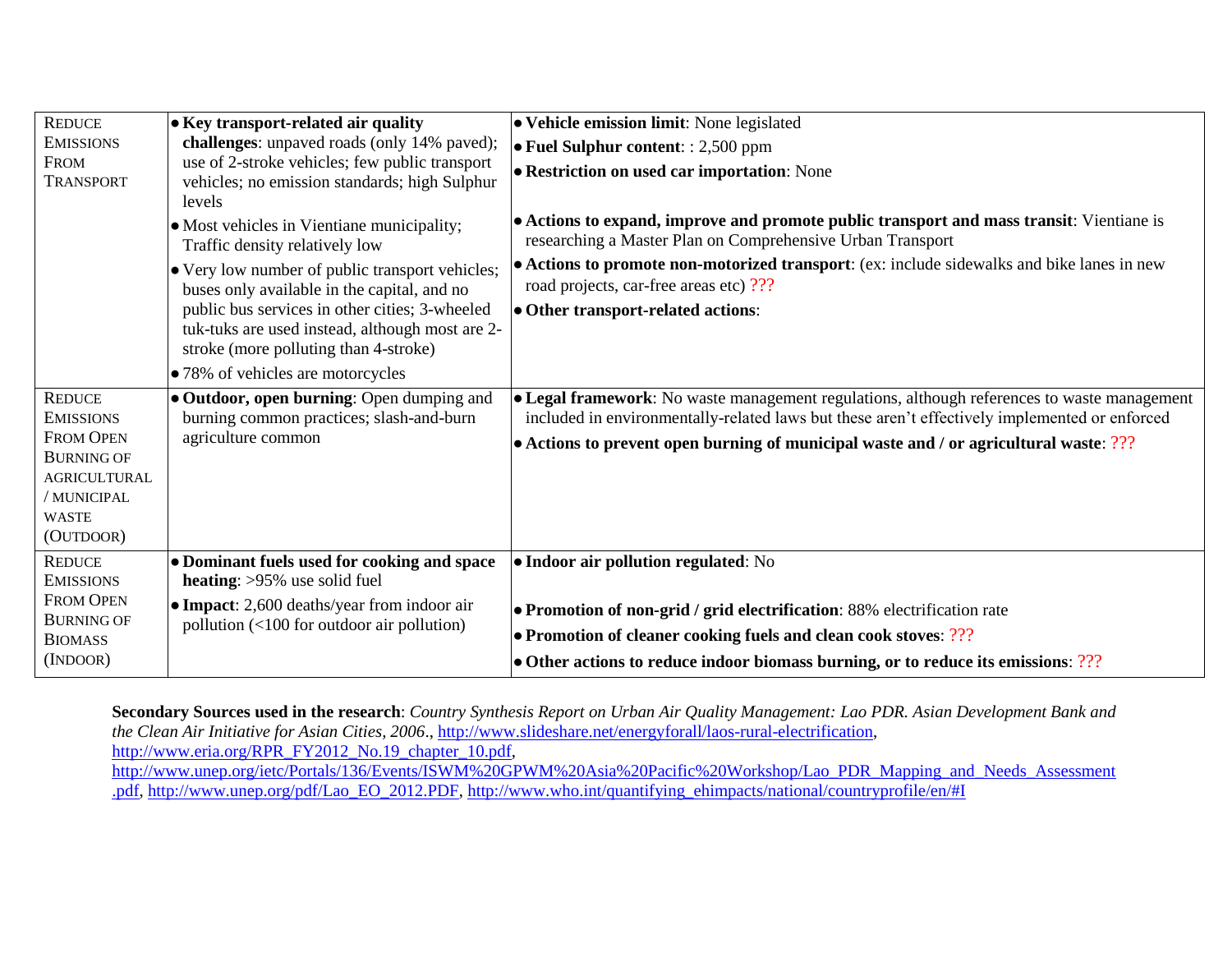| | | |
|---|---|---|
| REDUCE EMISSIONS FROM TRANSPORT | • **Key transport-related air quality challenges**: unpaved roads (only 14% paved); use of 2-stroke vehicles; few public transport vehicles; no emission standards; high Sulphur levels<br>• Most vehicles in Vientiane municipality; Traffic density relatively low<br>• Very low number of public transport vehicles; buses only available in the capital, and no public bus services in other cities; 3-wheeled tuk-tuks are used instead, although most are 2-stroke (more polluting than 4-stroke)<br>• 78% of vehicles are motorcycles | • **Vehicle emission limit**: None legislated<br>• **Fuel Sulphur content**: : 2,500 ppm<br>• **Restriction on used car importation**: None<br>• **Actions to expand, improve and promote public transport and mass transit**: Vientiane is researching a Master Plan on Comprehensive Urban Transport<br>• **Actions to promote non-motorized transport**: (ex: include sidewalks and bike lanes in new road projects, car-free areas etc) ???<br>• **Other transport-related actions**: |
| REDUCE EMISSIONS FROM OPEN BURNING OF AGRICULTURAL / MUNICIPAL WASTE (OUTDOOR) | • **Outdoor, open burning**: Open dumping and burning common practices; slash-and-burn agriculture common | • **Legal framework**: No waste management regulations, although references to waste management included in environmentally-related laws but these aren't effectively implemented or enforced<br>• **Actions to prevent open burning of municipal waste and / or agricultural waste**: ??? |
| REDUCE EMISSIONS FROM OPEN BURNING OF BIOMASS (INDOOR) | • **Dominant fuels used for cooking and space heating**: >95% use solid fuel<br>• **Impact**: 2,600 deaths/year from indoor air pollution (<100 for outdoor air pollution) | • **Indoor air pollution regulated**: No<br>• **Promotion of non-grid / grid electrification**: 88% electrification rate<br>• **Promotion of cleaner cooking fuels and clean cook stoves**: ???<br>• **Other actions to reduce indoor biomass burning, or to reduce its emissions**: ??? |

**Secondary Sources used in the research**: *Country Synthesis Report on Urban Air Quality Management: Lao PDR. Asian Development Bank and the Clean Air Initiative for Asian Cities, 2006*., http://www.slideshare.net/energyforall/laos-rural-electrification, http://www.eria.org/RPR_FY2012_No.19_chapter_10.pdf, http://www.unep.org/ietc/Portals/136/Events/ISWM%20GPWM%20Asia%20Pacific%20Workshop/Lao_PDR_Mapping_and_Needs_Assessment.pdf, http://www.unep.org/pdf/Lao_EO_2012.PDF, http://www.who.int/quantifying_ehimpacts/national/countryprofile/en/#I